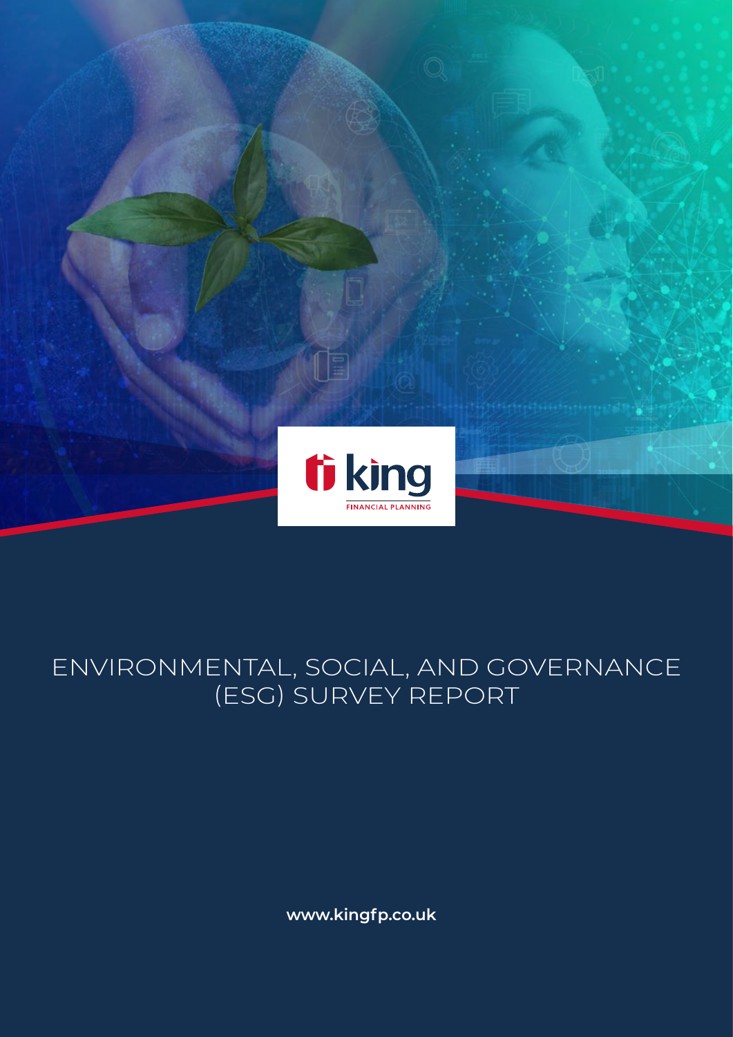king

FINANCIAL PLANNING

# ENVIRONMENTAL, SOCIAL, AND GOVERNANCE (ESG) SURVEY REPORT

**www.kingfp.co.uk**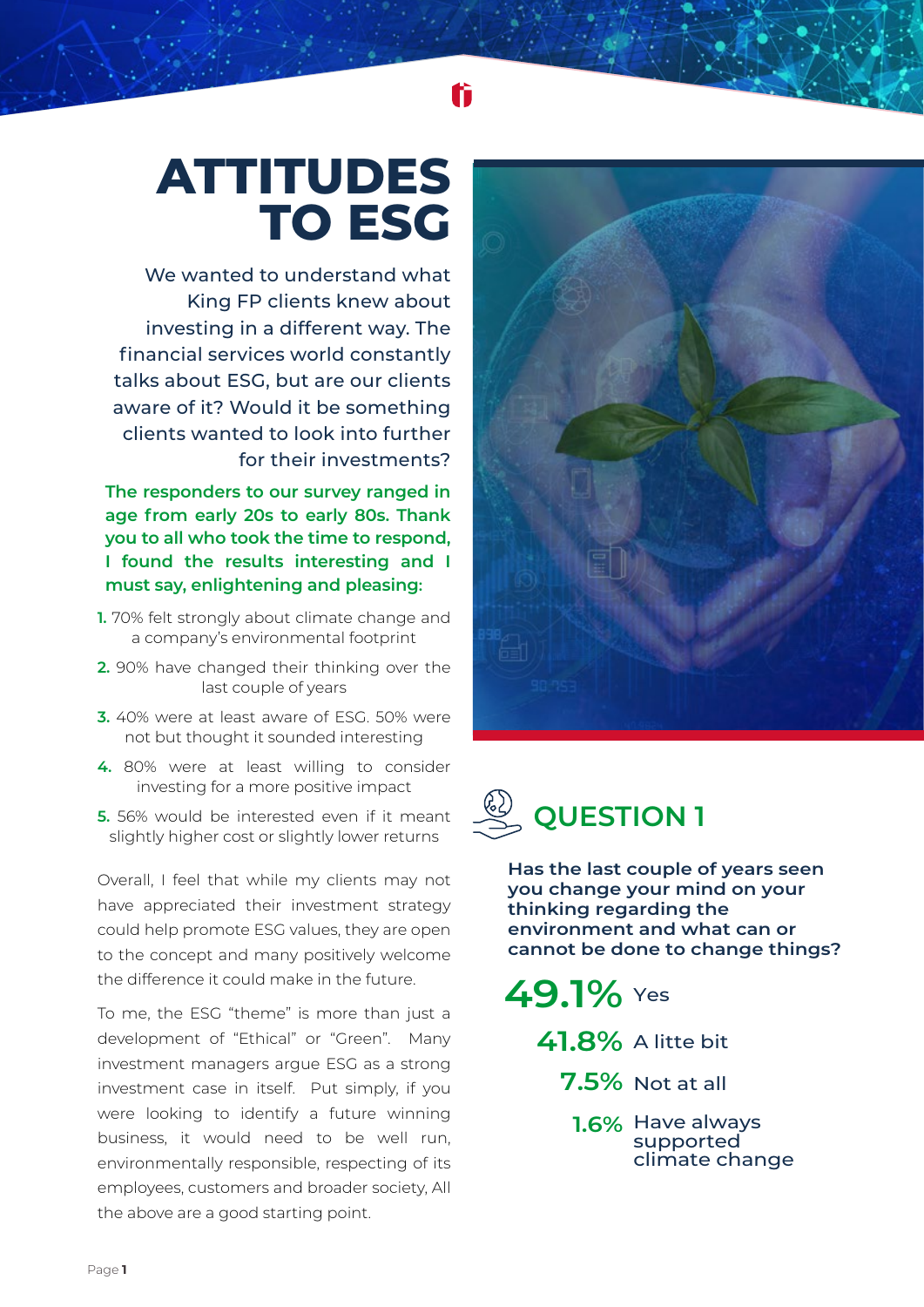# ATTITUDES TO ESG

We wanted to understand what King FP clients knew about investing in a different way. The financial services world constantly talks about ESG, but are our clients aware of it? Would it be something clients wanted to look into further for their investments?

**The responders to our survey ranged in age from early 20s to early 80s. Thank you to all who took the time to respond, I found the results interesting and I must say, enlightening and pleasing:**

1. 70% felt strongly about climate change and a company's environmental footprint
2. 90% have changed their thinking over the last couple of years
3. 40% were at least aware of ESG. 50% were not but thought it sounded interesting
4. 80% were at least willing to consider investing for a more positive impact
5. 56% would be interested even if it meant slightly higher cost or slightly lower returns

Overall, I feel that while my clients may not have appreciated their investment strategy could help promote ESG values, they are open to the concept and many positively welcome the difference it could make in the future.

To me, the ESG "theme" is more than just a development of "Ethical" or "Green". Many investment managers argue ESG as a strong investment case in itself. Put simply, if you were looking to identify a future winning business, it would need to be well run, environmentally responsible, respecting of its employees, customers and broader society, All the above are a good starting point.

## QUESTION 1

**Has the last couple of years seen you change your mind on your thinking regarding the environment and what can or cannot be done to change things?**

- **49.1%** Yes
- **41.8%** A litte bit
- **7.5%** Not at all
- **1.6%** Have always supported climate change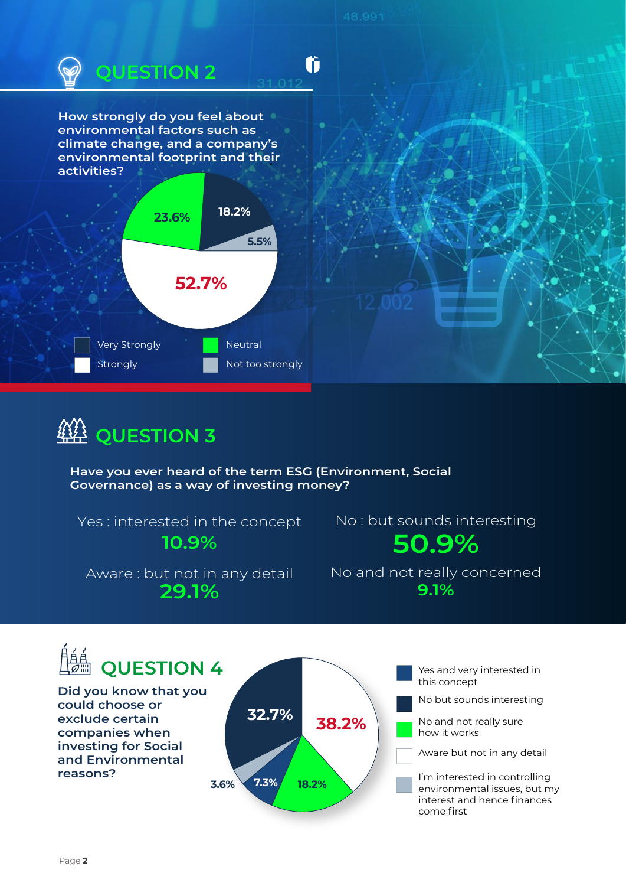## QUESTION 2

**How strongly do you feel about environmental factors such as climate change, and a company's environmental footprint and their activities?**

| Response | Percentage |
|---|---|
| Very Strongly | 18.2% |
| Strongly | 52.7% |
| Neutral | 23.6% |
| Not too strongly | 5.5% |

## QUESTION 3

**Have you ever heard of the term ESG (Environment, Social Governance) as a way of investing money?**

Yes : interested in the concept
**10.9%**

No : but sounds interesting
**50.9%**

Aware : but not in any detail
**29.1%**

No and not really concerned
**9.1%**

## QUESTION 4

**Did you know that you could choose or exclude certain companies when investing for Social and Environmental reasons?**

| Response | Percentage |
|---|---|
| Yes and very interested in this concept | 7.3% |
| No but sounds interesting | 32.7% |
| No and not really sure how it works | 18.2% |
| Aware but not in any detail | 38.2% |
| I'm interested in controlling environmental issues, but my interest and hence finances come first | 3.6% |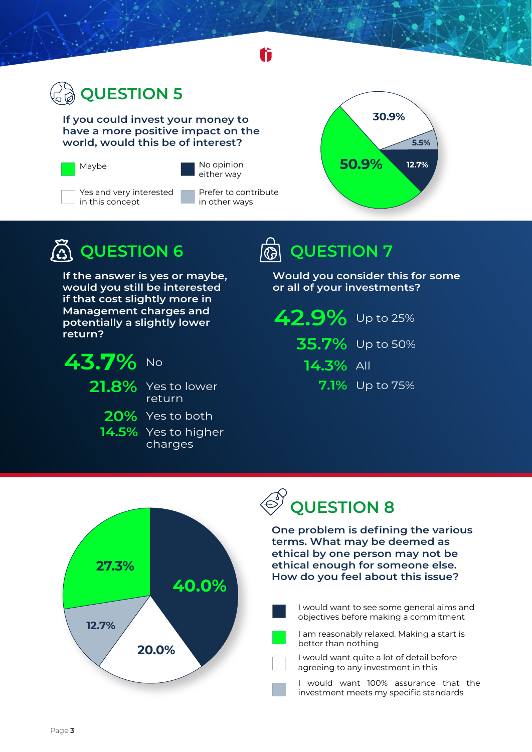## QUESTION 5

**If you could invest your money to have a more positive impact on the world, would this be of interest?**

| Response | Percentage |
|---|---|
| Maybe | 50.9% |
| Yes and very interested in this concept | 30.9% |
| Prefer to contribute in other ways | 5.5% |
| No opinion either way | 12.7% |

## QUESTION 6

**If the answer is yes or maybe, would you still be interested if that cost slightly more in Management charges and potentially a slightly lower return?**

- **43.7%** No
- **21.8%** Yes to lower return
- **20%** Yes to both
- **14.5%** Yes to higher charges

## QUESTION 7

**Would you consider this for some or all of your investments?**

- **42.9%** Up to 25%
- **35.7%** Up to 50%
- **14.3%** All
- **7.1%** Up to 75%

## QUESTION 8

**One problem is defining the various terms. What may be deemed as ethical by one person may not be ethical enough for someone else. How do you feel about this issue?**

| Response | Percentage |
|---|---|
| I would want to see some general aims and objectives before making a commitment | 40.0% |
| I am reasonably relaxed. Making a start is better than nothing | 27.3% |
| I would want quite a lot of detail before agreeing to any investment in this | 20.0% |
| I would want 100% assurance that the investment meets my specific standards | 12.7% |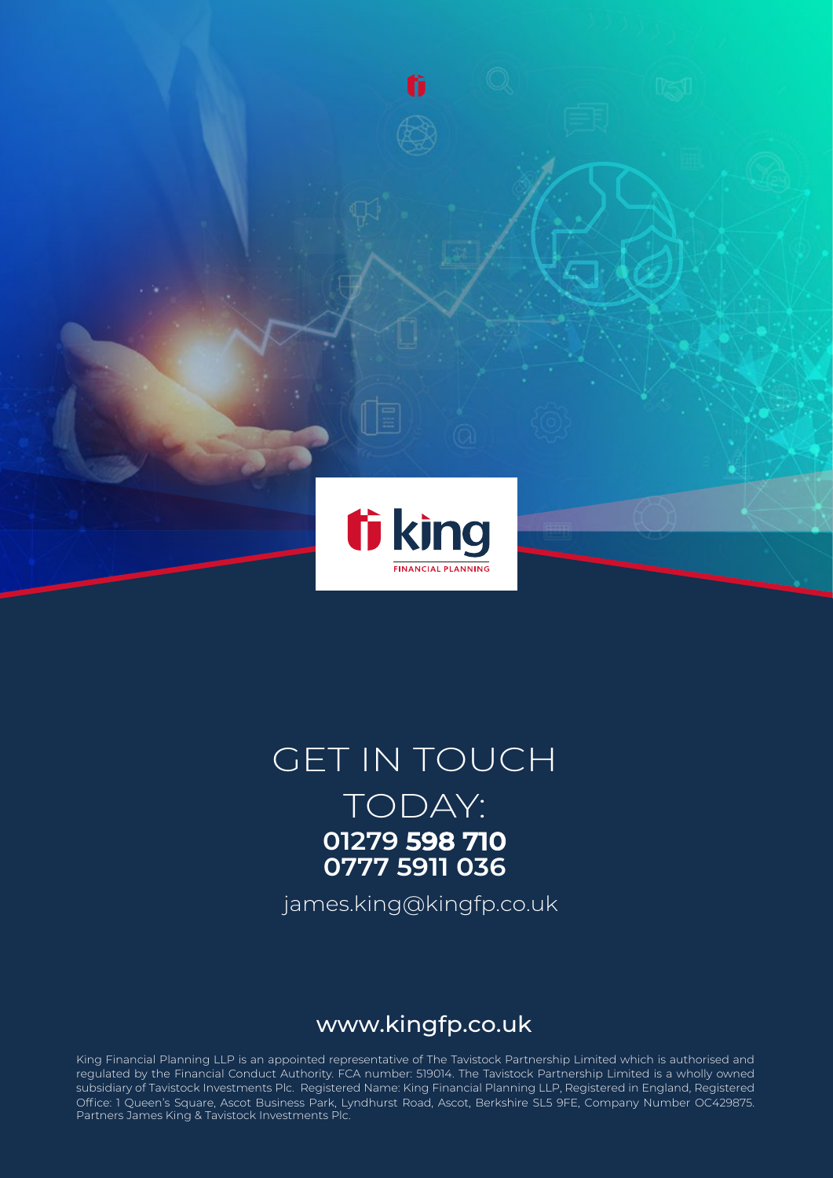# GET IN TOUCH TODAY:

**01279 598 710**
**0777 5911 036**

james.king@kingfp.co.uk

## www.kingfp.co.uk

King Financial Planning LLP is an appointed representative of The Tavistock Partnership Limited which is authorised and regulated by the Financial Conduct Authority. FCA number: 519014. The Tavistock Partnership Limited is a wholly owned subsidiary of Tavistock Investments Plc. Registered Name: King Financial Planning LLP, Registered in England, Registered Office: 1 Queen's Square, Ascot Business Park, Lyndhurst Road, Ascot, Berkshire SL5 9FE, Company Number OC429875. Partners James King & Tavistock Investments Plc.